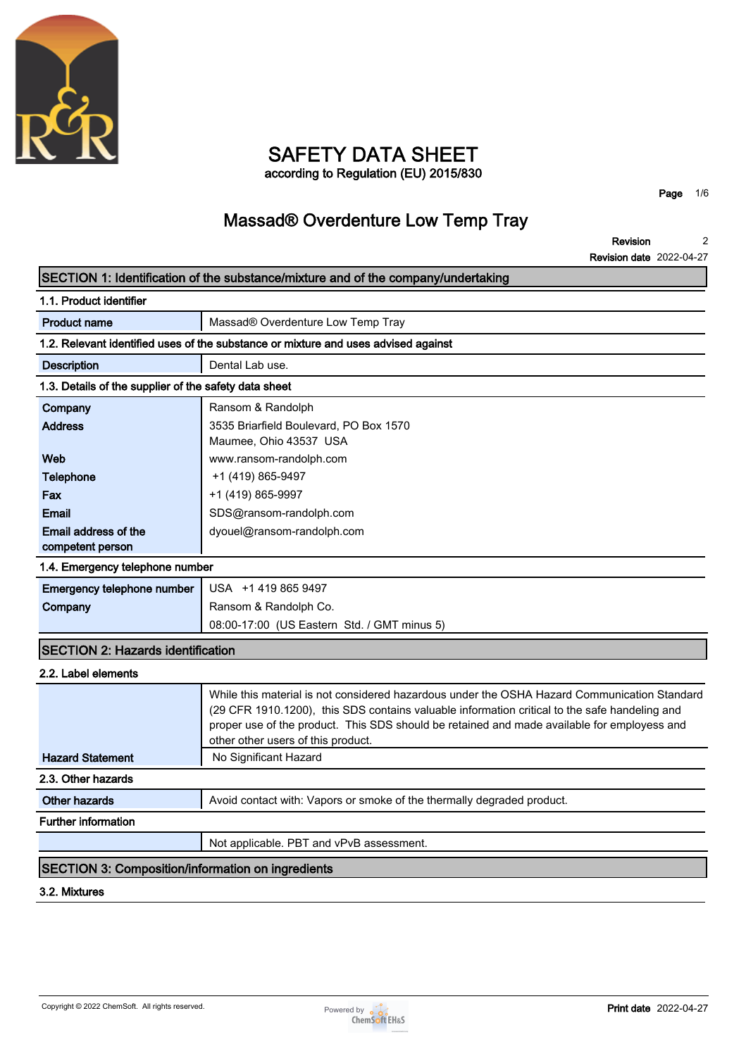# SAFETY DATA SHEET

according to Regulation (EU) 2015/830

## Massad® Overdenture Low Temp Tray

**Revision** 2
**Revision date** 2022-04-27

## SECTION 1: Identification of the substance/mixture and of the company/undertaking

### 1.1. Product identifier

| | |
|---|---|
| **Product name** | Massad® Overdenture Low Temp Tray |

### 1.2. Relevant identified uses of the substance or mixture and uses advised against

| | |
|---|---|
| **Description** | Dental Lab use. |

### 1.3. Details of the supplier of the safety data sheet

| | |
|---|---|
| **Company** | Ransom & Randolph |
| **Address** | 3535 Briarfield Boulevard, PO Box 1570<br>Maumee, Ohio 43537 USA |
| **Web** | www.ransom-randolph.com |
| **Telephone** | +1 (419) 865-9497 |
| **Fax** | +1 (419) 865-9997 |
| **Email** | SDS@ransom-randolph.com |
| **Email address of the competent person** | dyouel@ransom-randolph.com |

### 1.4. Emergency telephone number

| | |
|---|---|
| **Emergency telephone number** | USA +1 419 865 9497 |
| **Company** | Ransom & Randolph Co.<br>08:00-17:00 (US Eastern Std. / GMT minus 5) |

## SECTION 2: Hazards identification

### 2.2. Label elements

| | |
|---|---|
| | While this material is not considered hazardous under the OSHA Hazard Communication Standard (29 CFR 1910.1200), this SDS contains valuable information critical to the safe handeling and proper use of the product. This SDS should be retained and made available for employess and other other users of this product. |
| **Hazard Statement** | No Significant Hazard |

### 2.3. Other hazards

| | |
|---|---|
| **Other hazards** | Avoid contact with: Vapors or smoke of the thermally degraded product. |

### Further information

| | |
|---|---|
| | Not applicable. PBT and vPvB assessment. |

## SECTION 3: Composition/information on ingredients

### 3.2. Mixtures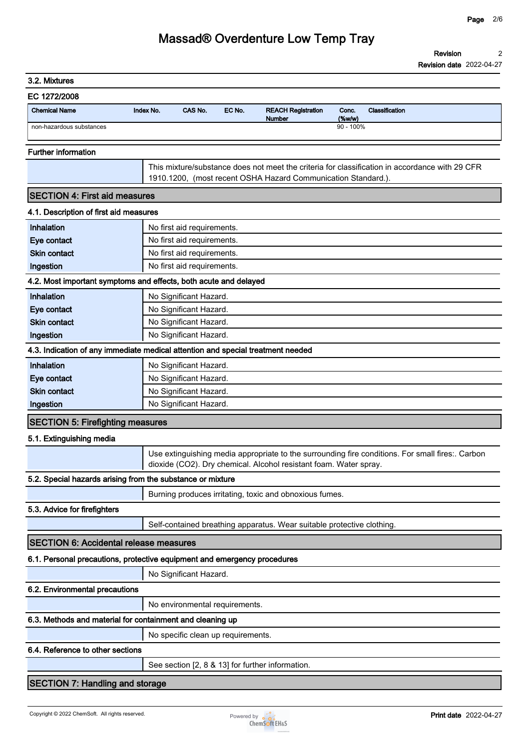### 3.2. Mixtures

**EC 1272/2008**

| Chemical Name | Index No. | CAS No. | EC No. | REACH Registration Number | Conc. (%w/w) | Classification |
|---|---|---|---|---|---|---|
| non-hazardous substances | | | | | 90 - 100% | |

**Further information**

| | |
|---|---|
| | This mixture/substance does not meet the criteria for classification in accordance with 29 CFR 1910.1200, (most recent OSHA Hazard Communication Standard.). |

## SECTION 4: First aid measures

### 4.1. Description of first aid measures

| | |
|---|---|
| **Inhalation** | No first aid requirements. |
| **Eye contact** | No first aid requirements. |
| **Skin contact** | No first aid requirements. |
| **Ingestion** | No first aid requirements. |

### 4.2. Most important symptoms and effects, both acute and delayed

| | |
|---|---|
| **Inhalation** | No Significant Hazard. |
| **Eye contact** | No Significant Hazard. |
| **Skin contact** | No Significant Hazard. |
| **Ingestion** | No Significant Hazard. |

### 4.3. Indication of any immediate medical attention and special treatment needed

| | |
|---|---|
| **Inhalation** | No Significant Hazard. |
| **Eye contact** | No Significant Hazard. |
| **Skin contact** | No Significant Hazard. |
| **Ingestion** | No Significant Hazard. |

## SECTION 5: Firefighting measures

### 5.1. Extinguishing media

| | |
|---|---|
| | Use extinguishing media appropriate to the surrounding fire conditions. For small fires:. Carbon dioxide ($CO_2$). Dry chemical. Alcohol resistant foam. Water spray. |

### 5.2. Special hazards arising from the substance or mixture

| | |
|---|---|
| | Burning produces irritating, toxic and obnoxious fumes. |

### 5.3. Advice for firefighters

| | |
|---|---|
| | Self-contained breathing apparatus. Wear suitable protective clothing. |

## SECTION 6: Accidental release measures

### 6.1. Personal precautions, protective equipment and emergency procedures

| | |
|---|---|
| | No Significant Hazard. |

### 6.2. Environmental precautions

| | |
|---|---|
| | No environmental requirements. |

### 6.3. Methods and material for containment and cleaning up

| | |
|---|---|
| | No specific clean up requirements. |

### 6.4. Reference to other sections

| | |
|---|---|
| | See section [2, 8 & 13] for further information. |

## SECTION 7: Handling and storage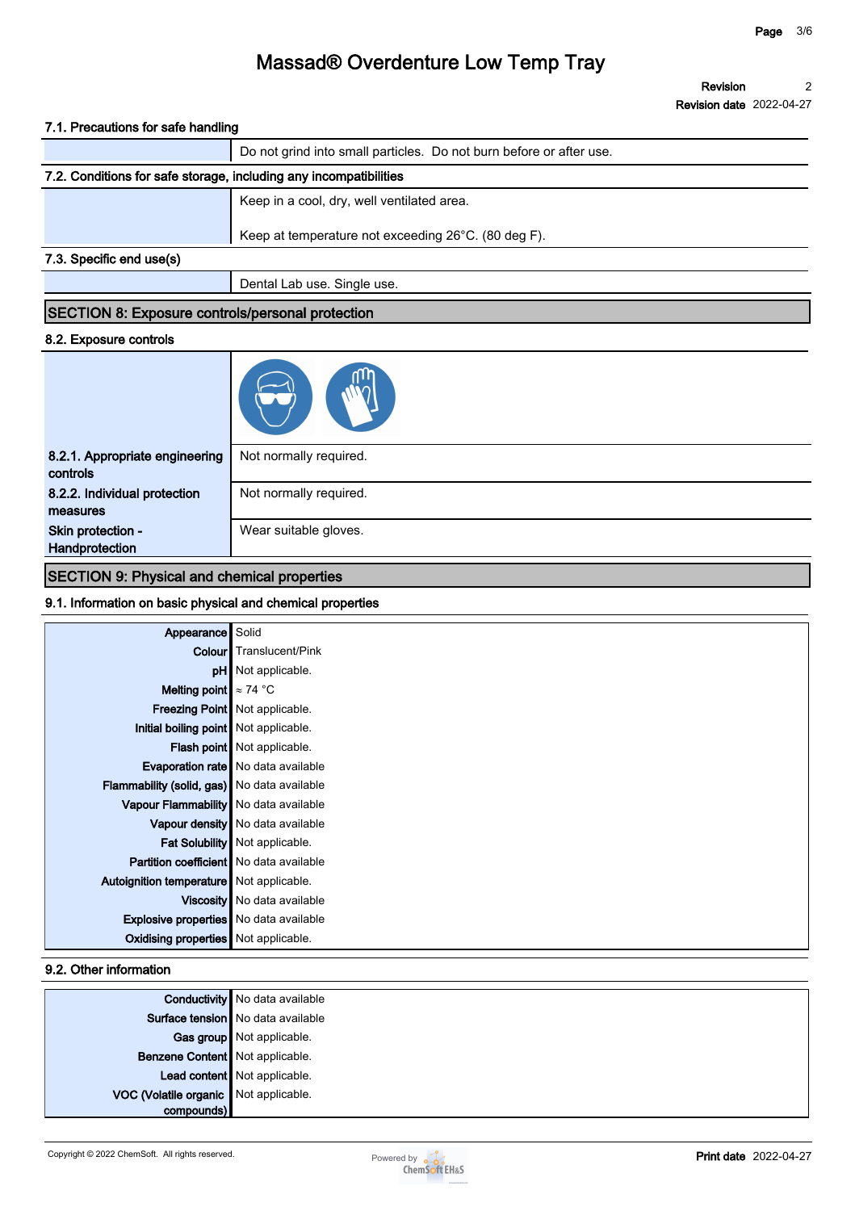# Massad® Overdenture Low Temp Tray

Revision 2
Revision date 2022-04-27

### 7.1. Precautions for safe handling

| | |
|---|---|
| | Do not grind into small particles. Do not burn before or after use. |

### 7.2. Conditions for safe storage, including any incompatibilities

| | |
|---|---|
| | Keep in a cool, dry, well ventilated area.<br><br>Keep at temperature not exceeding 26°C. (80 deg F). |

### 7.3. Specific end use(s)

| | |
|---|---|
| | Dental Lab use. Single use. |

## SECTION 8: Exposure controls/personal protection

### 8.2. Exposure controls

| | |
|---|---|
| **8.2.1. Appropriate engineering controls** | Not normally required. |
| **8.2.2. Individual protection measures** | Not normally required. |
| **Skin protection - Handprotection** | Wear suitable gloves. |

## SECTION 9: Physical and chemical properties

### 9.1. Information on basic physical and chemical properties

| | |
|---|---|
| **Appearance** | Solid |
| **Colour** | Translucent/Pink |
| **pH** | Not applicable. |
| **Melting point** | ≈ 74 °C |
| **Freezing Point** | Not applicable. |
| **Initial boiling point** | Not applicable. |
| **Flash point** | Not applicable. |
| **Evaporation rate** | No data available |
| **Flammability (solid, gas)** | No data available |
| **Vapour Flammability** | No data available |
| **Vapour density** | No data available |
| **Fat Solubility** | Not applicable. |
| **Partition coefficient** | No data available |
| **Autoignition temperature** | Not applicable. |
| **Viscosity** | No data available |
| **Explosive properties** | No data available |
| **Oxidising properties** | Not applicable. |

### 9.2. Other information

| | |
|---|---|
| **Conductivity** | No data available |
| **Surface tension** | No data available |
| **Gas group** | Not applicable. |
| **Benzene Content** | Not applicable. |
| **Lead content** | Not applicable. |
| **VOC (Volatile organic compounds)** | Not applicable. |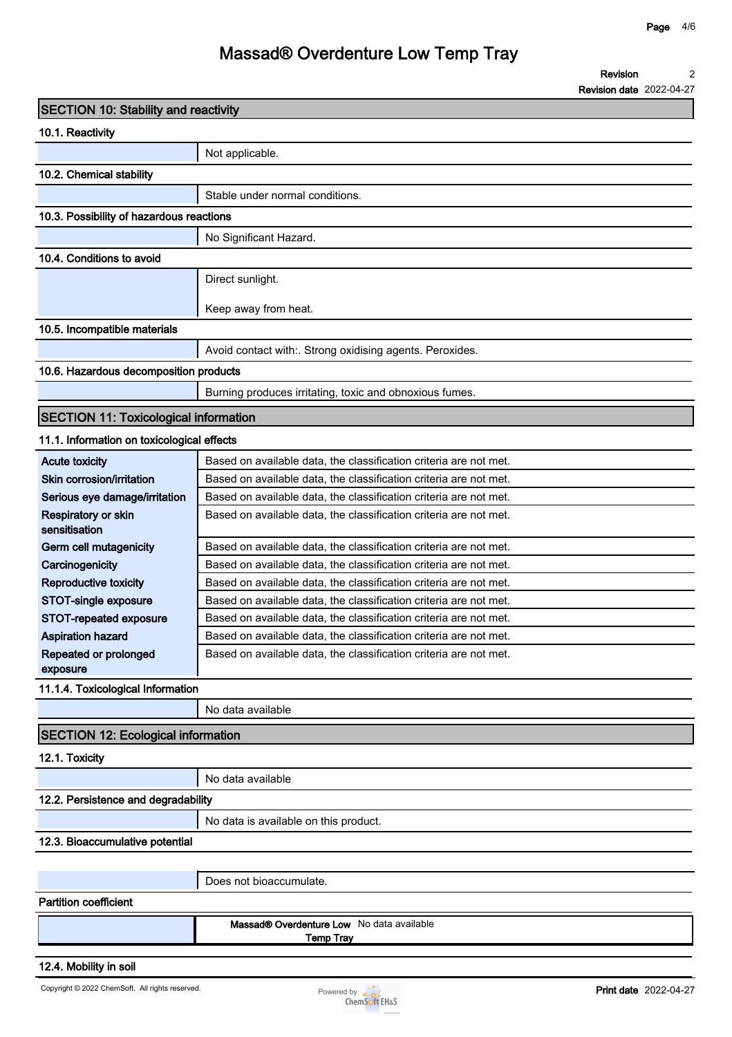## SECTION 10: Stability and reactivity

### 10.1. Reactivity

Not applicable.

### 10.2. Chemical stability

Stable under normal conditions.

### 10.3. Possibility of hazardous reactions

No Significant Hazard.

### 10.4. Conditions to avoid

Direct sunlight.

Keep away from heat.

### 10.5. Incompatible materials

Avoid contact with:. Strong oxidising agents. Peroxides.

### 10.6. Hazardous decomposition products

Burning produces irritating, toxic and obnoxious fumes.

## SECTION 11: Toxicological information

### 11.1. Information on toxicological effects

| | |
|---|---|
| **Acute toxicity** | Based on available data, the classification criteria are not met. |
| **Skin corrosion/irritation** | Based on available data, the classification criteria are not met. |
| **Serious eye damage/irritation** | Based on available data, the classification criteria are not met. |
| **Respiratory or skin sensitisation** | Based on available data, the classification criteria are not met. |
| **Germ cell mutagenicity** | Based on available data, the classification criteria are not met. |
| **Carcinogenicity** | Based on available data, the classification criteria are not met. |
| **Reproductive toxicity** | Based on available data, the classification criteria are not met. |
| **STOT-single exposure** | Based on available data, the classification criteria are not met. |
| **STOT-repeated exposure** | Based on available data, the classification criteria are not met. |
| **Aspiration hazard** | Based on available data, the classification criteria are not met. |
| **Repeated or prolonged exposure** | Based on available data, the classification criteria are not met. |

### 11.1.4. Toxicological Information

No data available

## SECTION 12: Ecological information

### 12.1. Toxicity

No data available

### 12.2. Persistence and degradability

No data is available on this product.

### 12.3. Bioaccumulative potential

Does not bioaccumulate.

**Partition coefficient**

| | |
|---|---|
| **Massad® Overdenture Low Temp Tray** | No data available |

### 12.4. Mobility in soil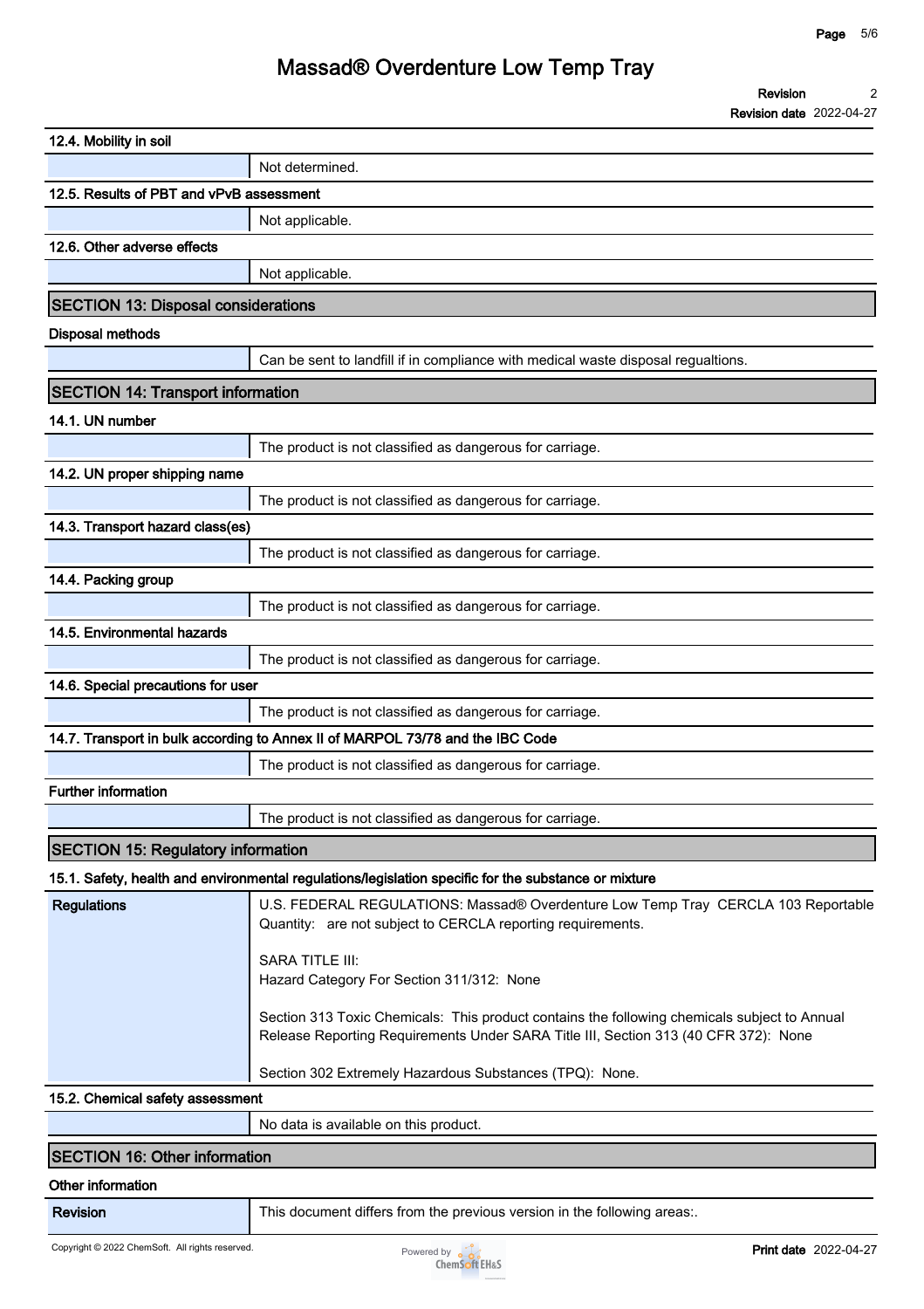### 12.4. Mobility in soil

| | |
|---|---|
| | Not determined. |

### 12.5. Results of PBT and vPvB assessment

| | |
|---|---|
| | Not applicable. |

### 12.6. Other adverse effects

| | |
|---|---|
| | Not applicable. |

## SECTION 13: Disposal considerations

### Disposal methods

| | |
|---|---|
| | Can be sent to landfill if in compliance with medical waste disposal regualtions. |

## SECTION 14: Transport information

### 14.1. UN number

| | |
|---|---|
| | The product is not classified as dangerous for carriage. |

### 14.2. UN proper shipping name

| | |
|---|---|
| | The product is not classified as dangerous for carriage. |

### 14.3. Transport hazard class(es)

| | |
|---|---|
| | The product is not classified as dangerous for carriage. |

### 14.4. Packing group

| | |
|---|---|
| | The product is not classified as dangerous for carriage. |

### 14.5. Environmental hazards

| | |
|---|---|
| | The product is not classified as dangerous for carriage. |

### 14.6. Special precautions for user

| | |
|---|---|
| | The product is not classified as dangerous for carriage. |

### 14.7. Transport in bulk according to Annex II of MARPOL 73/78 and the IBC Code

| | |
|---|---|
| | The product is not classified as dangerous for carriage. |

### Further information

| | |
|---|---|
| | The product is not classified as dangerous for carriage. |

## SECTION 15: Regulatory information

### 15.1. Safety, health and environmental regulations/legislation specific for the substance or mixture

| | |
|---|---|
| **Regulations** | U.S. FEDERAL REGULATIONS: Massad® Overdenture Low Temp Tray CERCLA 103 Reportable Quantity: are not subject to CERCLA reporting requirements.<br><br>SARA TITLE III:<br>Hazard Category For Section 311/312: None<br><br>Section 313 Toxic Chemicals: This product contains the following chemicals subject to Annual Release Reporting Requirements Under SARA Title III, Section 313 (40 CFR 372): None<br><br>Section 302 Extremely Hazardous Substances (TPQ): None. |

### 15.2. Chemical safety assessment

| | |
|---|---|
| | No data is available on this product. |

## SECTION 16: Other information

### Other information

| | |
|---|---|
| **Revision** | This document differs from the previous version in the following areas:. |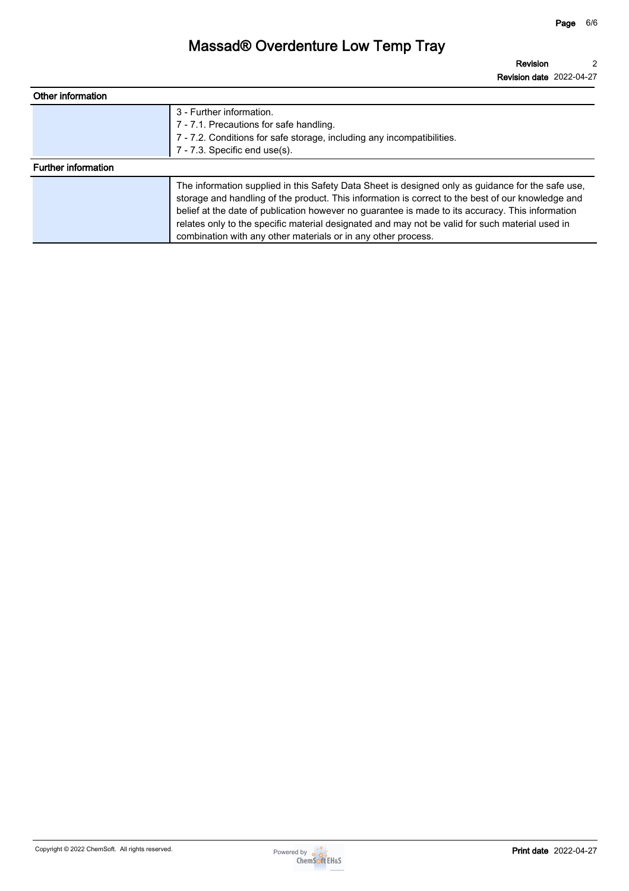## Other information

| | |
|---|---|
| | 3 - Further information.<br>7 - 7.1. Precautions for safe handling.<br>7 - 7.2. Conditions for safe storage, including any incompatibilities.<br>7 - 7.3. Specific end use(s). |

## Further information

| | |
|---|---|
| | The information supplied in this Safety Data Sheet is designed only as guidance for the safe use, storage and handling of the product. This information is correct to the best of our knowledge and belief at the date of publication however no guarantee is made to its accuracy. This information relates only to the specific material designated and may not be valid for such material used in combination with any other materials or in any other process. |